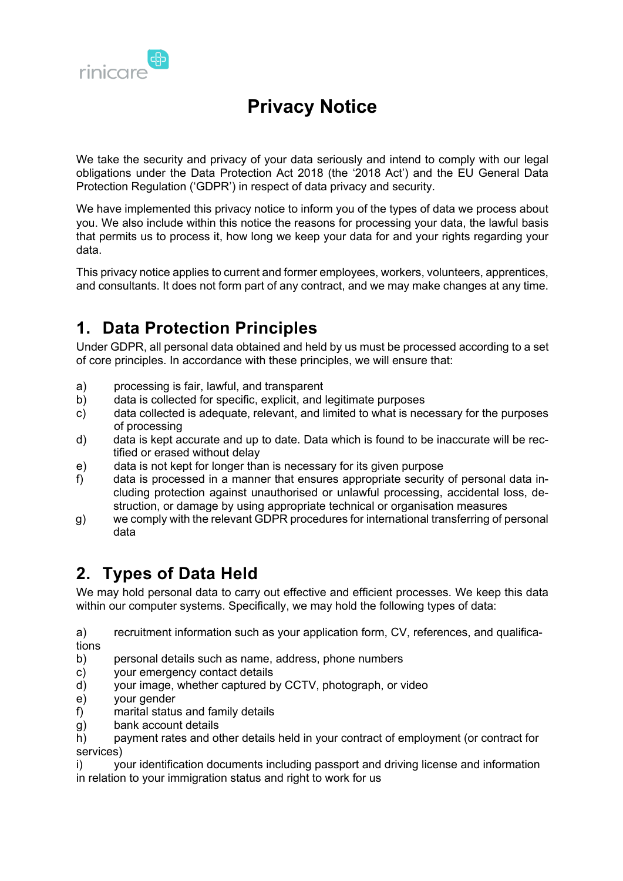rinicare

# Privacy Notice

We take the security and privacy of your data seriously and intend to comply with our legal obligations under the Data Protection Act 2018 (the '2018 Act') and the EU General Data Protection Regulation ('GDPR') in respect of data privacy and security.

We have implemented this privacy notice to inform you of the types of data we process about you. We also include within this notice the reasons for processing your data, the lawful basis that permits us to process it, how long we keep your data for and your rights regarding your data.

This privacy notice applies to current and former employees, workers, volunteers, apprentices, and consultants. It does not form part of any contract, and we may make changes at any time.

## 1. Data Protection Principles

Under GDPR, all personal data obtained and held by us must be processed according to a set of core principles. In accordance with these principles, we will ensure that:

a) processing is fair, lawful, and transparent
b) data is collected for specific, explicit, and legitimate purposes
c) data collected is adequate, relevant, and limited to what is necessary for the purposes of processing
d) data is kept accurate and up to date. Data which is found to be inaccurate will be rectified or erased without delay
e) data is not kept for longer than is necessary for its given purpose
f) data is processed in a manner that ensures appropriate security of personal data including protection against unauthorised or unlawful processing, accidental loss, destruction, or damage by using appropriate technical or organisation measures
g) we comply with the relevant GDPR procedures for international transferring of personal data

## 2. Types of Data Held

We may hold personal data to carry out effective and efficient processes. We keep this data within our computer systems. Specifically, we may hold the following types of data:

a) recruitment information such as your application form, CV, references, and qualifications
b) personal details such as name, address, phone numbers
c) your emergency contact details
d) your image, whether captured by CCTV, photograph, or video
e) your gender
f) marital status and family details
g) bank account details
h) payment rates and other details held in your contract of employment (or contract for services)
i) your identification documents including passport and driving license and information in relation to your immigration status and right to work for us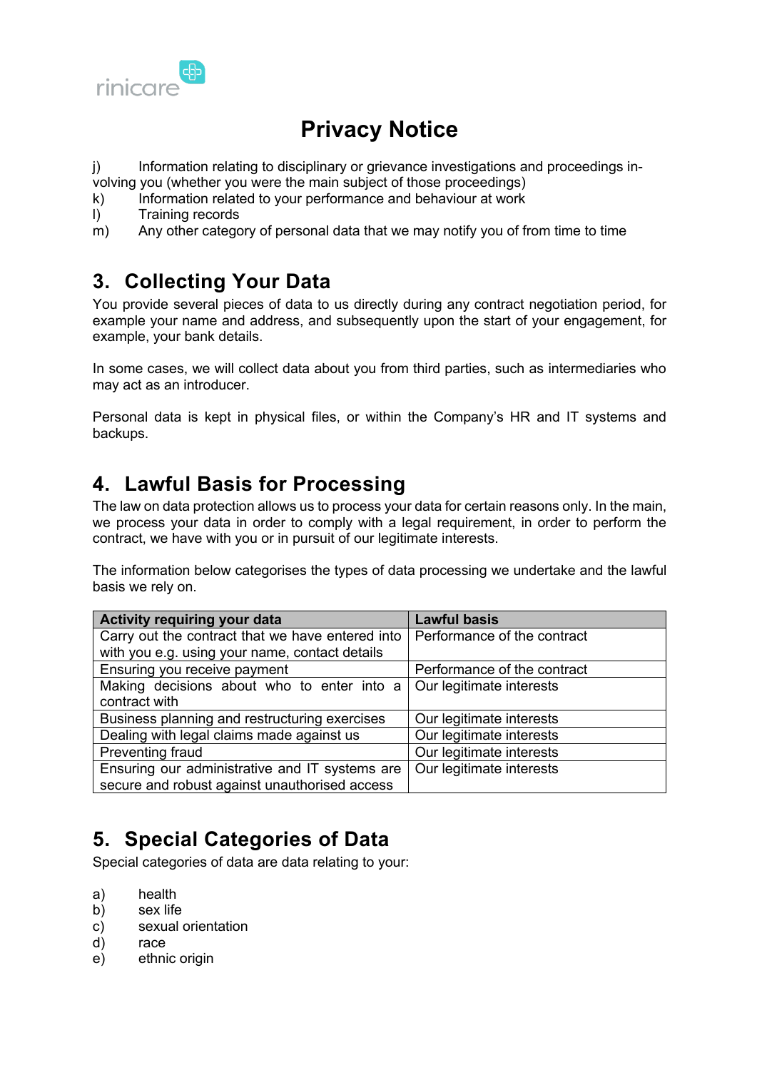j) Information relating to disciplinary or grievance investigations and proceedings involving you (whether you were the main subject of those proceedings)
k) Information related to your performance and behaviour at work
l) Training records
m) Any other category of personal data that we may notify you of from time to time

## 3. Collecting Your Data

You provide several pieces of data to us directly during any contract negotiation period, for example your name and address, and subsequently upon the start of your engagement, for example, your bank details.

In some cases, we will collect data about you from third parties, such as intermediaries who may act as an introducer.

Personal data is kept in physical files, or within the Company's HR and IT systems and backups.

## 4. Lawful Basis for Processing

The law on data protection allows us to process your data for certain reasons only. In the main, we process your data in order to comply with a legal requirement, in order to perform the contract, we have with you or in pursuit of our legitimate interests.

The information below categorises the types of data processing we undertake and the lawful basis we rely on.

| Activity requiring your data | Lawful basis |
|---|---|
| Carry out the contract that we have entered into with you e.g. using your name, contact details | Performance of the contract |
| Ensuring you receive payment | Performance of the contract |
| Making decisions about who to enter into a contract with | Our legitimate interests |
| Business planning and restructuring exercises | Our legitimate interests |
| Dealing with legal claims made against us | Our legitimate interests |
| Preventing fraud | Our legitimate interests |
| Ensuring our administrative and IT systems are secure and robust against unauthorised access | Our legitimate interests |

## 5. Special Categories of Data

Special categories of data are data relating to your:

a) health
b) sex life
c) sexual orientation
d) race
e) ethnic origin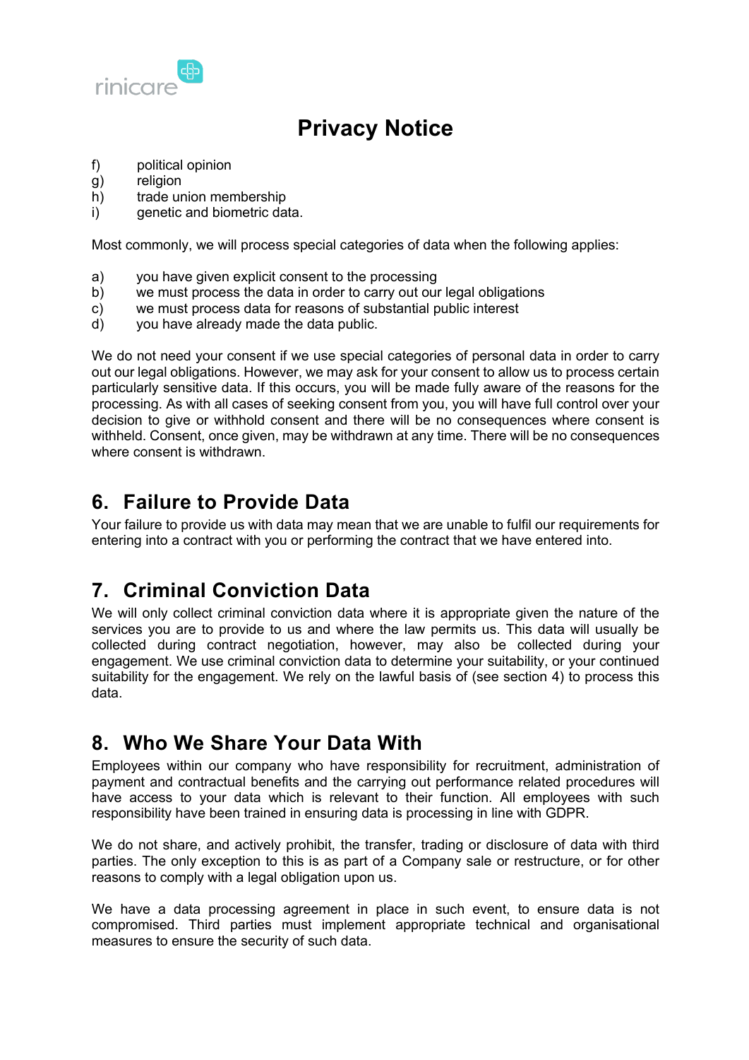f) political opinion
g) religion
h) trade union membership
i) genetic and biometric data.

Most commonly, we will process special categories of data when the following applies:

a) you have given explicit consent to the processing
b) we must process the data in order to carry out our legal obligations
c) we must process data for reasons of substantial public interest
d) you have already made the data public.

We do not need your consent if we use special categories of personal data in order to carry out our legal obligations. However, we may ask for your consent to allow us to process certain particularly sensitive data. If this occurs, you will be made fully aware of the reasons for the processing. As with all cases of seeking consent from you, you will have full control over your decision to give or withhold consent and there will be no consequences where consent is withheld. Consent, once given, may be withdrawn at any time. There will be no consequences where consent is withdrawn.

## 6. Failure to Provide Data

Your failure to provide us with data may mean that we are unable to fulfil our requirements for entering into a contract with you or performing the contract that we have entered into.

## 7. Criminal Conviction Data

We will only collect criminal conviction data where it is appropriate given the nature of the services you are to provide to us and where the law permits us. This data will usually be collected during contract negotiation, however, may also be collected during your engagement. We use criminal conviction data to determine your suitability, or your continued suitability for the engagement. We rely on the lawful basis of (see section 4) to process this data.

## 8. Who We Share Your Data With

Employees within our company who have responsibility for recruitment, administration of payment and contractual benefits and the carrying out performance related procedures will have access to your data which is relevant to their function. All employees with such responsibility have been trained in ensuring data is processing in line with GDPR.

We do not share, and actively prohibit, the transfer, trading or disclosure of data with third parties. The only exception to this is as part of a Company sale or restructure, or for other reasons to comply with a legal obligation upon us.

We have a data processing agreement in place in such event, to ensure data is not compromised. Third parties must implement appropriate technical and organisational measures to ensure the security of such data.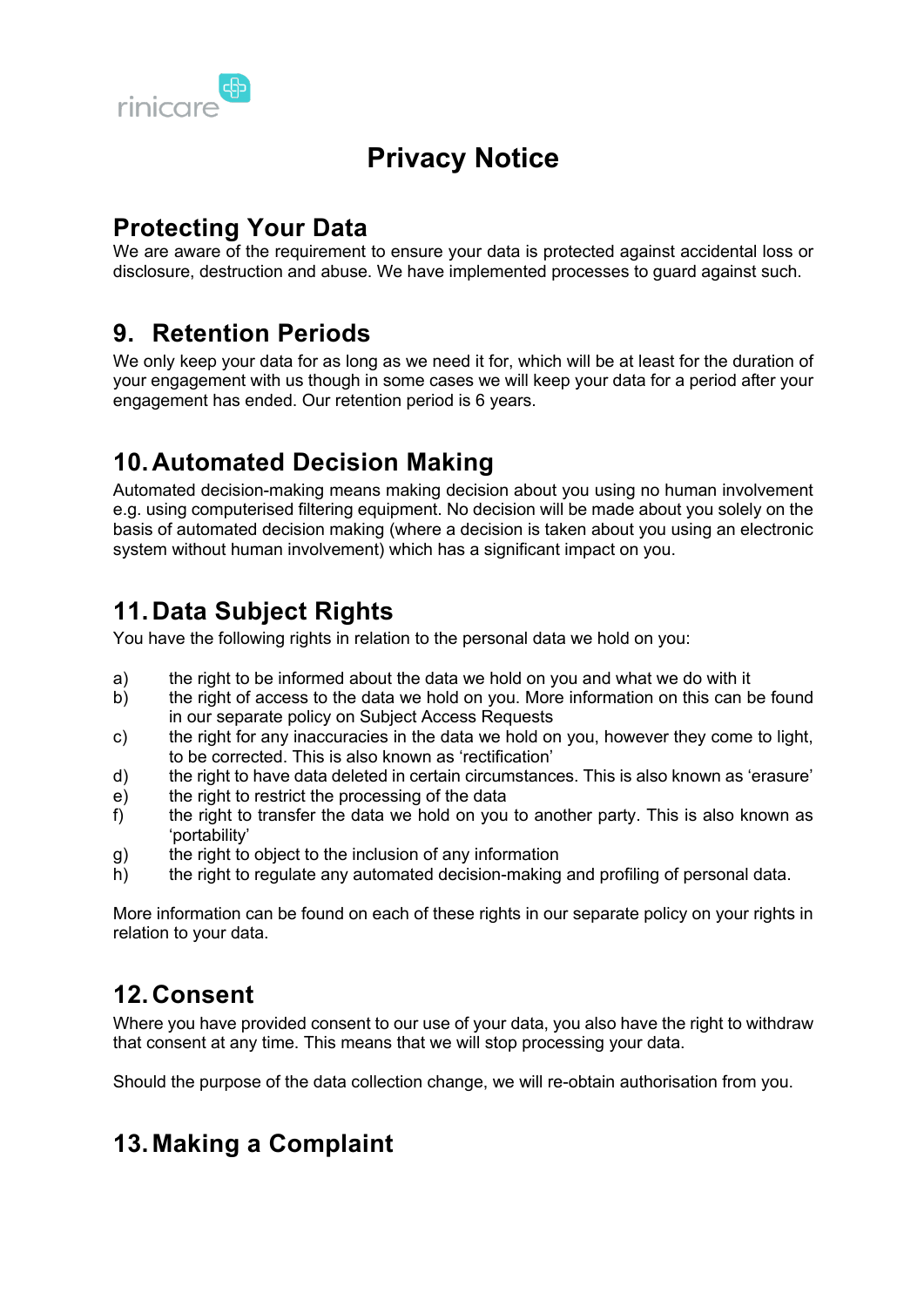# Privacy Notice

## Protecting Your Data

We are aware of the requirement to ensure your data is protected against accidental loss or disclosure, destruction and abuse. We have implemented processes to guard against such.

## 9. Retention Periods

We only keep your data for as long as we need it for, which will be at least for the duration of your engagement with us though in some cases we will keep your data for a period after your engagement has ended. Our retention period is 6 years.

## 10. Automated Decision Making

Automated decision-making means making decision about you using no human involvement e.g. using computerised filtering equipment. No decision will be made about you solely on the basis of automated decision making (where a decision is taken about you using an electronic system without human involvement) which has a significant impact on you.

## 11. Data Subject Rights

You have the following rights in relation to the personal data we hold on you:

a) the right to be informed about the data we hold on you and what we do with it
b) the right of access to the data we hold on you. More information on this can be found in our separate policy on Subject Access Requests
c) the right for any inaccuracies in the data we hold on you, however they come to light, to be corrected. This is also known as 'rectification'
d) the right to have data deleted in certain circumstances. This is also known as 'erasure'
e) the right to restrict the processing of the data
f) the right to transfer the data we hold on you to another party. This is also known as 'portability'
g) the right to object to the inclusion of any information
h) the right to regulate any automated decision-making and profiling of personal data.

More information can be found on each of these rights in our separate policy on your rights in relation to your data.

## 12. Consent

Where you have provided consent to our use of your data, you also have the right to withdraw that consent at any time. This means that we will stop processing your data.

Should the purpose of the data collection change, we will re-obtain authorisation from you.

## 13. Making a Complaint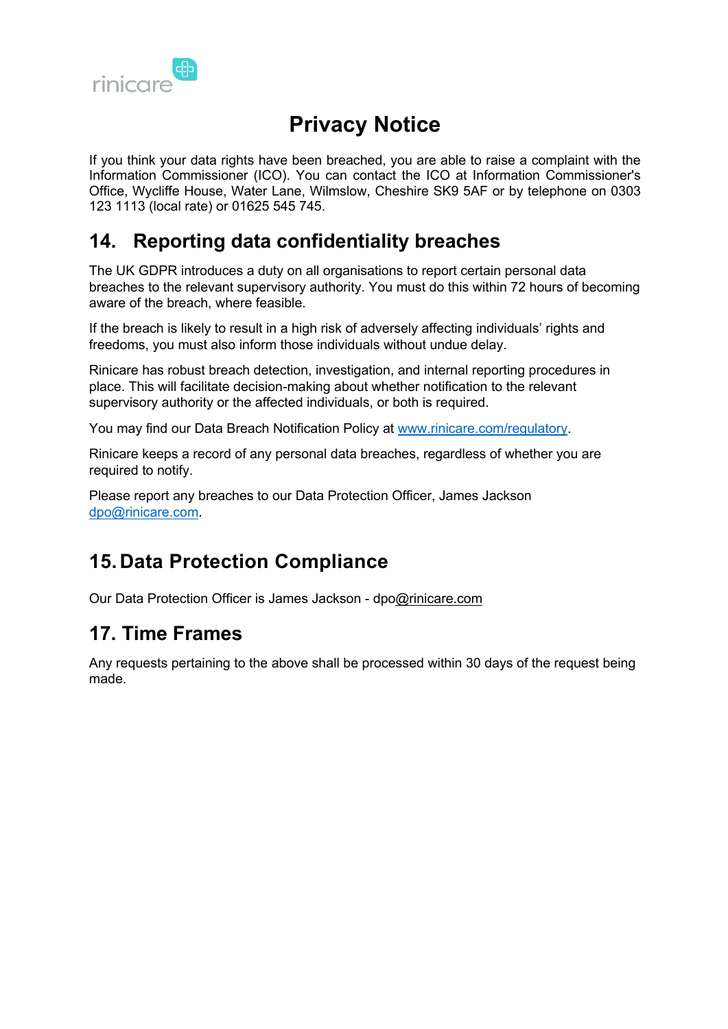# Privacy Notice

If you think your data rights have been breached, you are able to raise a complaint with the Information Commissioner (ICO). You can contact the ICO at Information Commissioner's Office, Wycliffe House, Water Lane, Wilmslow, Cheshire SK9 5AF or by telephone on 0303 123 1113 (local rate) or 01625 545 745.

## 14. Reporting data confidentiality breaches

The UK GDPR introduces a duty on all organisations to report certain personal data breaches to the relevant supervisory authority. You must do this within 72 hours of becoming aware of the breach, where feasible.

If the breach is likely to result in a high risk of adversely affecting individuals' rights and freedoms, you must also inform those individuals without undue delay.

Rinicare has robust breach detection, investigation, and internal reporting procedures in place. This will facilitate decision-making about whether notification to the relevant supervisory authority or the affected individuals, or both is required.

You may find our Data Breach Notification Policy at www.rinicare.com/regulatory.

Rinicare keeps a record of any personal data breaches, regardless of whether you are required to notify.

Please report any breaches to our Data Protection Officer, James Jackson dpo@rinicare.com.

## 15. Data Protection Compliance

Our Data Protection Officer is James Jackson - dpo@rinicare.com

## 17. Time Frames

Any requests pertaining to the above shall be processed within 30 days of the request being made.